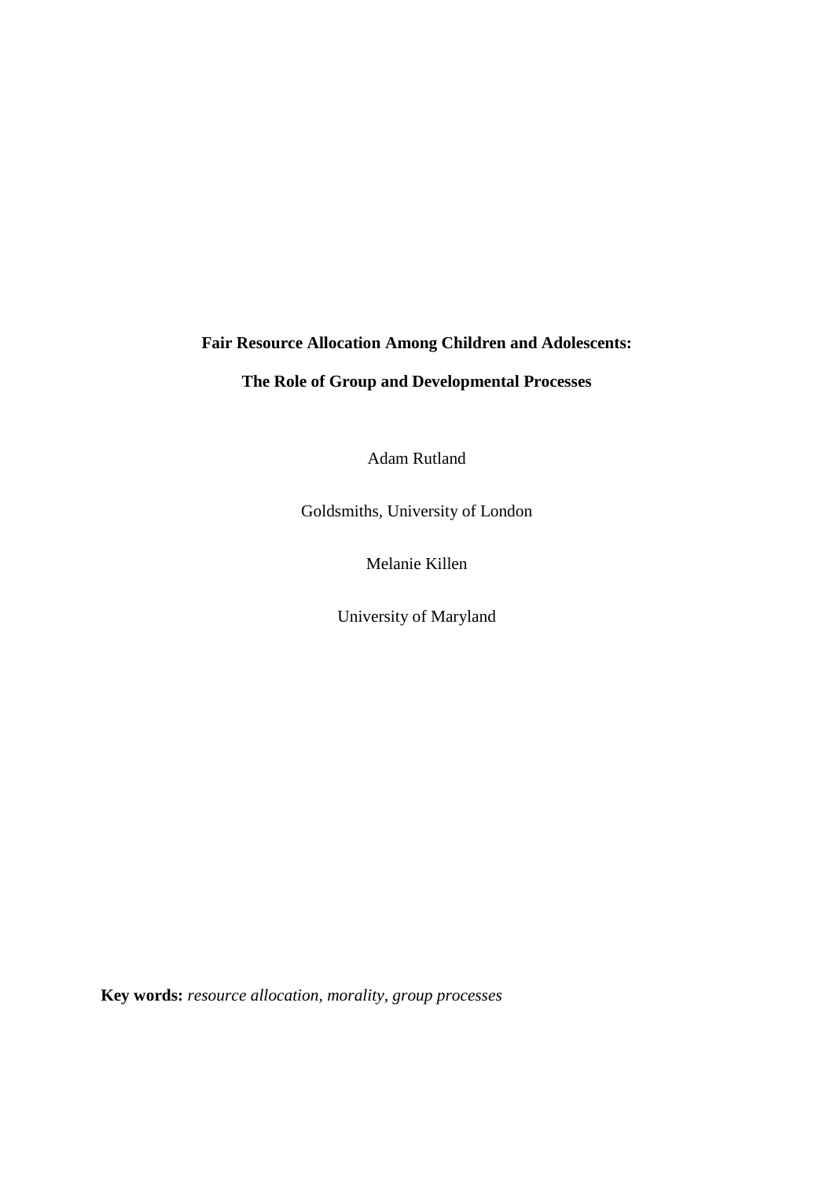# Fair Resource Allocation Among Children and Adolescents:

## The Role of Group and Developmental Processes

Adam Rutland

Goldsmiths, University of London

Melanie Killen

University of Maryland

**Key words:** *resource allocation, morality, group processes*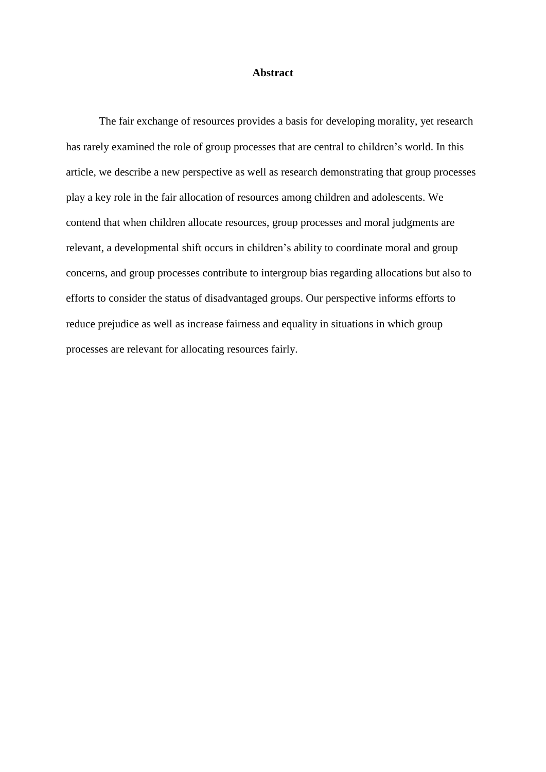# Abstract

The fair exchange of resources provides a basis for developing morality, yet research has rarely examined the role of group processes that are central to children's world. In this article, we describe a new perspective as well as research demonstrating that group processes play a key role in the fair allocation of resources among children and adolescents. We contend that when children allocate resources, group processes and moral judgments are relevant, a developmental shift occurs in children's ability to coordinate moral and group concerns, and group processes contribute to intergroup bias regarding allocations but also to efforts to consider the status of disadvantaged groups. Our perspective informs efforts to reduce prejudice as well as increase fairness and equality in situations in which group processes are relevant for allocating resources fairly.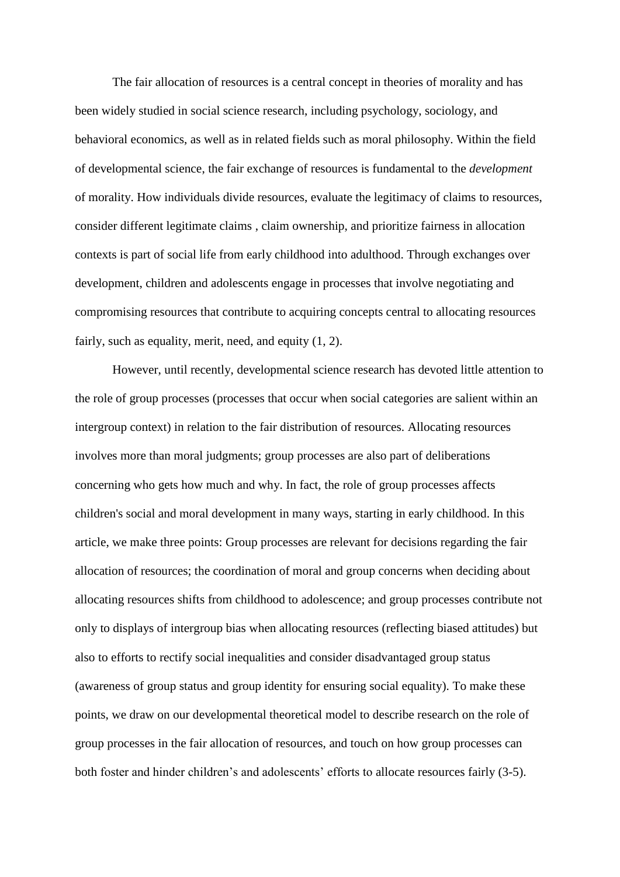The fair allocation of resources is a central concept in theories of morality and has been widely studied in social science research, including psychology, sociology, and behavioral economics, as well as in related fields such as moral philosophy. Within the field of developmental science, the fair exchange of resources is fundamental to the *development* of morality. How individuals divide resources, evaluate the legitimacy of claims to resources, consider different legitimate claims , claim ownership, and prioritize fairness in allocation contexts is part of social life from early childhood into adulthood. Through exchanges over development, children and adolescents engage in processes that involve negotiating and compromising resources that contribute to acquiring concepts central to allocating resources fairly, such as equality, merit, need, and equity (1, 2).

However, until recently, developmental science research has devoted little attention to the role of group processes (processes that occur when social categories are salient within an intergroup context) in relation to the fair distribution of resources. Allocating resources involves more than moral judgments; group processes are also part of deliberations concerning who gets how much and why. In fact, the role of group processes affects children's social and moral development in many ways, starting in early childhood. In this article, we make three points: Group processes are relevant for decisions regarding the fair allocation of resources; the coordination of moral and group concerns when deciding about allocating resources shifts from childhood to adolescence; and group processes contribute not only to displays of intergroup bias when allocating resources (reflecting biased attitudes) but also to efforts to rectify social inequalities and consider disadvantaged group status (awareness of group status and group identity for ensuring social equality). To make these points, we draw on our developmental theoretical model to describe research on the role of group processes in the fair allocation of resources, and touch on how group processes can both foster and hinder children's and adolescents' efforts to allocate resources fairly (3-5).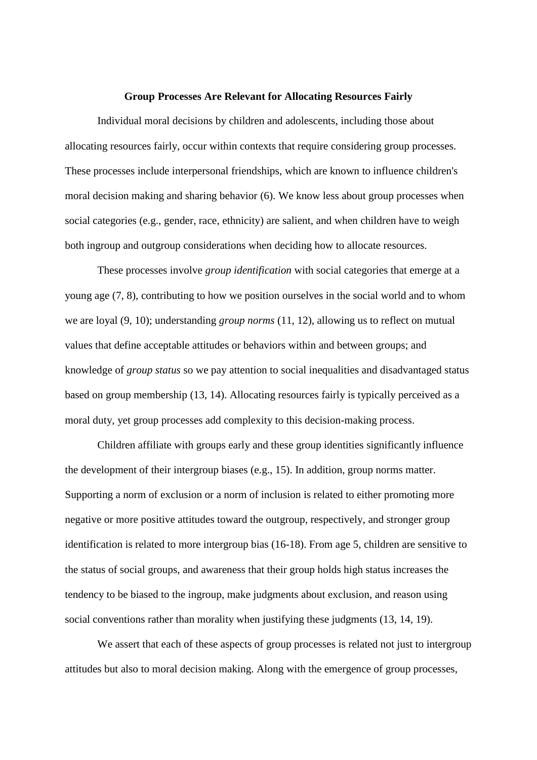## Group Processes Are Relevant for Allocating Resources Fairly

Individual moral decisions by children and adolescents, including those about allocating resources fairly, occur within contexts that require considering group processes. These processes include interpersonal friendships, which are known to influence children's moral decision making and sharing behavior (6). We know less about group processes when social categories (e.g., gender, race, ethnicity) are salient, and when children have to weigh both ingroup and outgroup considerations when deciding how to allocate resources.

These processes involve *group identification* with social categories that emerge at a young age (7, 8), contributing to how we position ourselves in the social world and to whom we are loyal (9, 10); understanding *group norms* (11, 12), allowing us to reflect on mutual values that define acceptable attitudes or behaviors within and between groups; and knowledge of *group status* so we pay attention to social inequalities and disadvantaged status based on group membership (13, 14). Allocating resources fairly is typically perceived as a moral duty, yet group processes add complexity to this decision-making process.

Children affiliate with groups early and these group identities significantly influence the development of their intergroup biases (e.g., 15). In addition, group norms matter. Supporting a norm of exclusion or a norm of inclusion is related to either promoting more negative or more positive attitudes toward the outgroup, respectively, and stronger group identification is related to more intergroup bias (16-18). From age 5, children are sensitive to the status of social groups, and awareness that their group holds high status increases the tendency to be biased to the ingroup, make judgments about exclusion, and reason using social conventions rather than morality when justifying these judgments (13, 14, 19).

We assert that each of these aspects of group processes is related not just to intergroup attitudes but also to moral decision making. Along with the emergence of group processes,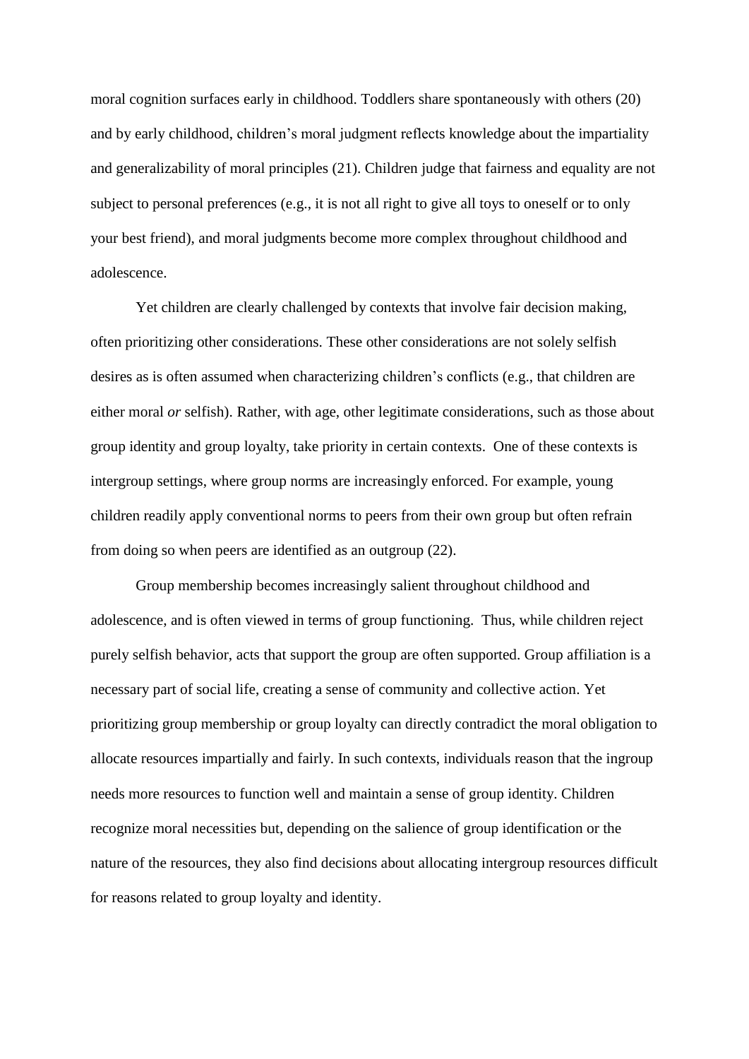moral cognition surfaces early in childhood. Toddlers share spontaneously with others (20) and by early childhood, children's moral judgment reflects knowledge about the impartiality and generalizability of moral principles (21). Children judge that fairness and equality are not subject to personal preferences (e.g., it is not all right to give all toys to oneself or to only your best friend), and moral judgments become more complex throughout childhood and adolescence.

Yet children are clearly challenged by contexts that involve fair decision making, often prioritizing other considerations. These other considerations are not solely selfish desires as is often assumed when characterizing children's conflicts (e.g., that children are either moral *or* selfish). Rather, with age, other legitimate considerations, such as those about group identity and group loyalty, take priority in certain contexts. One of these contexts is intergroup settings, where group norms are increasingly enforced. For example, young children readily apply conventional norms to peers from their own group but often refrain from doing so when peers are identified as an outgroup (22).

Group membership becomes increasingly salient throughout childhood and adolescence, and is often viewed in terms of group functioning. Thus, while children reject purely selfish behavior, acts that support the group are often supported. Group affiliation is a necessary part of social life, creating a sense of community and collective action. Yet prioritizing group membership or group loyalty can directly contradict the moral obligation to allocate resources impartially and fairly. In such contexts, individuals reason that the ingroup needs more resources to function well and maintain a sense of group identity. Children recognize moral necessities but, depending on the salience of group identification or the nature of the resources, they also find decisions about allocating intergroup resources difficult for reasons related to group loyalty and identity.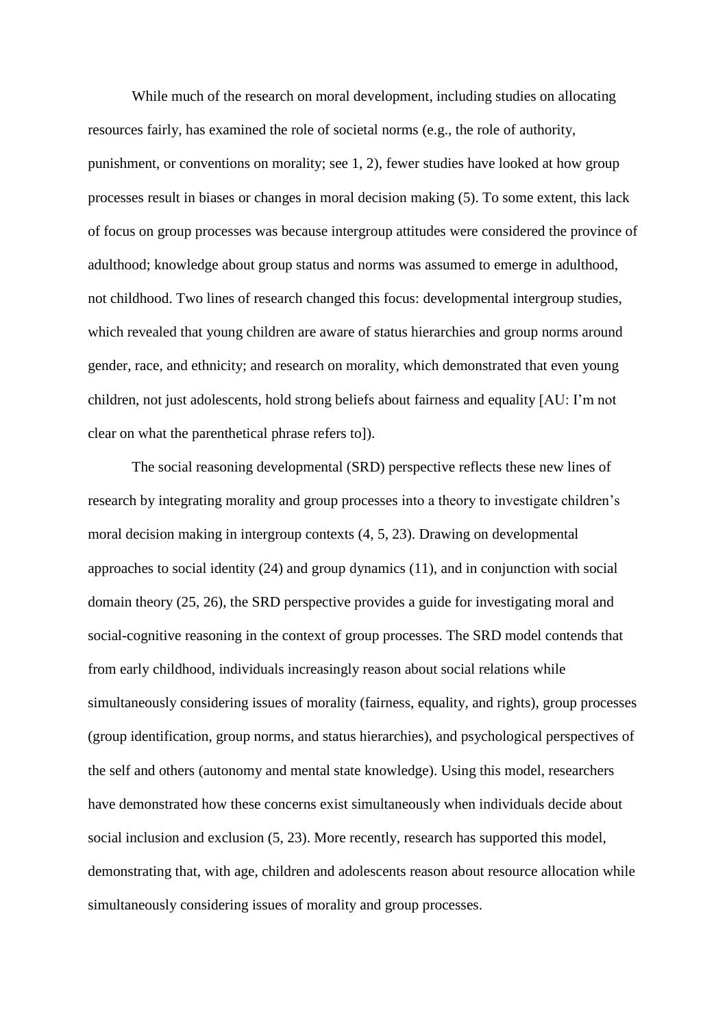While much of the research on moral development, including studies on allocating resources fairly, has examined the role of societal norms (e.g., the role of authority, punishment, or conventions on morality; see 1, 2), fewer studies have looked at how group processes result in biases or changes in moral decision making (5). To some extent, this lack of focus on group processes was because intergroup attitudes were considered the province of adulthood; knowledge about group status and norms was assumed to emerge in adulthood, not childhood. Two lines of research changed this focus: developmental intergroup studies, which revealed that young children are aware of status hierarchies and group norms around gender, race, and ethnicity; and research on morality, which demonstrated that even young children, not just adolescents, hold strong beliefs about fairness and equality [AU: I'm not clear on what the parenthetical phrase refers to]).

The social reasoning developmental (SRD) perspective reflects these new lines of research by integrating morality and group processes into a theory to investigate children's moral decision making in intergroup contexts (4, 5, 23). Drawing on developmental approaches to social identity (24) and group dynamics (11), and in conjunction with social domain theory (25, 26), the SRD perspective provides a guide for investigating moral and social-cognitive reasoning in the context of group processes. The SRD model contends that from early childhood, individuals increasingly reason about social relations while simultaneously considering issues of morality (fairness, equality, and rights), group processes (group identification, group norms, and status hierarchies), and psychological perspectives of the self and others (autonomy and mental state knowledge). Using this model, researchers have demonstrated how these concerns exist simultaneously when individuals decide about social inclusion and exclusion (5, 23). More recently, research has supported this model, demonstrating that, with age, children and adolescents reason about resource allocation while simultaneously considering issues of morality and group processes.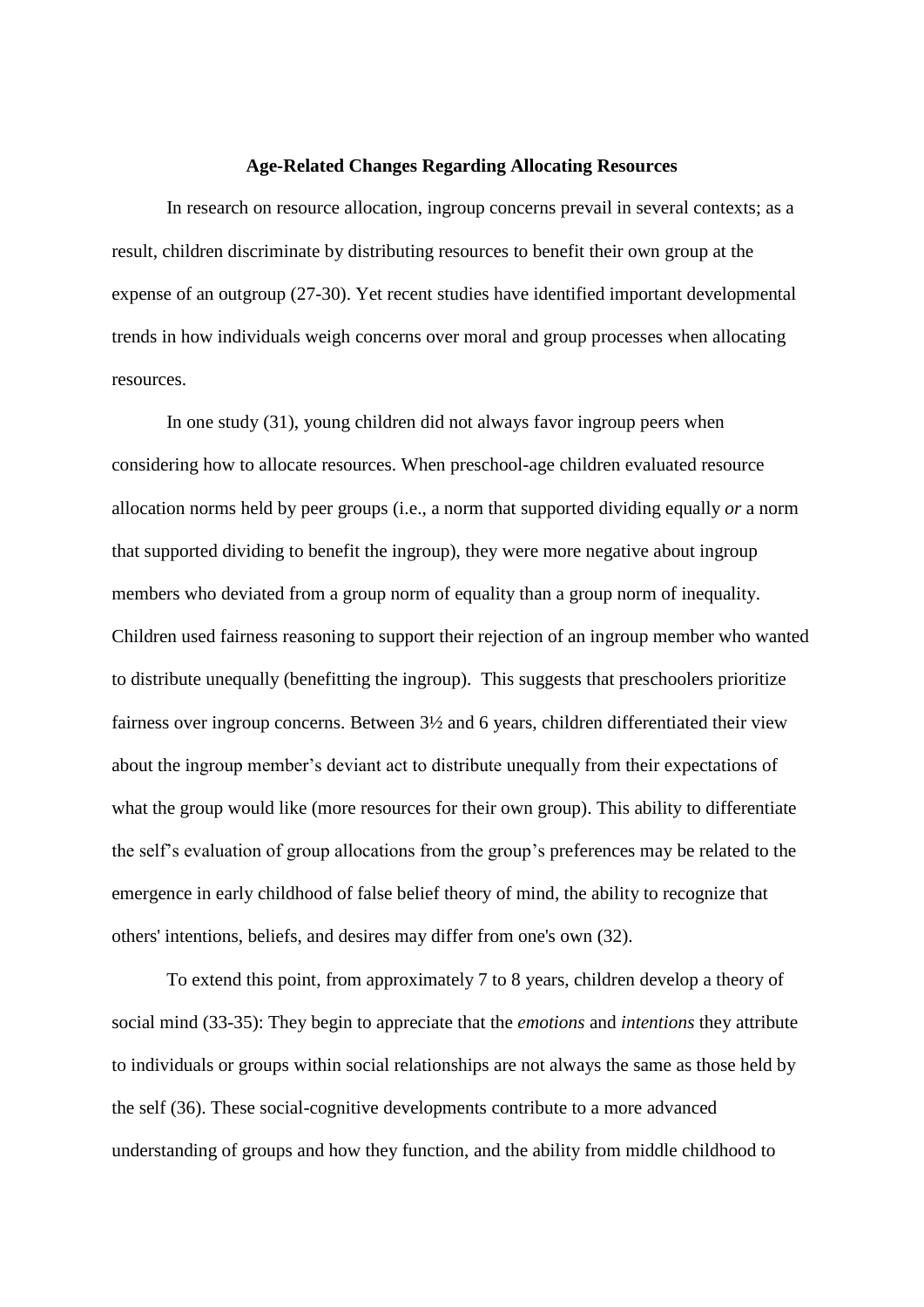**Age-Related Changes Regarding Allocating Resources**

In research on resource allocation, ingroup concerns prevail in several contexts; as a result, children discriminate by distributing resources to benefit their own group at the expense of an outgroup (27-30). Yet recent studies have identified important developmental trends in how individuals weigh concerns over moral and group processes when allocating resources.

In one study (31), young children did not always favor ingroup peers when considering how to allocate resources. When preschool-age children evaluated resource allocation norms held by peer groups (i.e., a norm that supported dividing equally *or* a norm that supported dividing to benefit the ingroup), they were more negative about ingroup members who deviated from a group norm of equality than a group norm of inequality. Children used fairness reasoning to support their rejection of an ingroup member who wanted to distribute unequally (benefitting the ingroup). This suggests that preschoolers prioritize fairness over ingroup concerns. Between 3½ and 6 years, children differentiated their view about the ingroup member's deviant act to distribute unequally from their expectations of what the group would like (more resources for their own group). This ability to differentiate the self's evaluation of group allocations from the group's preferences may be related to the emergence in early childhood of false belief theory of mind, the ability to recognize that others' intentions, beliefs, and desires may differ from one's own (32).

To extend this point, from approximately 7 to 8 years, children develop a theory of social mind (33-35): They begin to appreciate that the *emotions* and *intentions* they attribute to individuals or groups within social relationships are not always the same as those held by the self (36). These social-cognitive developments contribute to a more advanced understanding of groups and how they function, and the ability from middle childhood to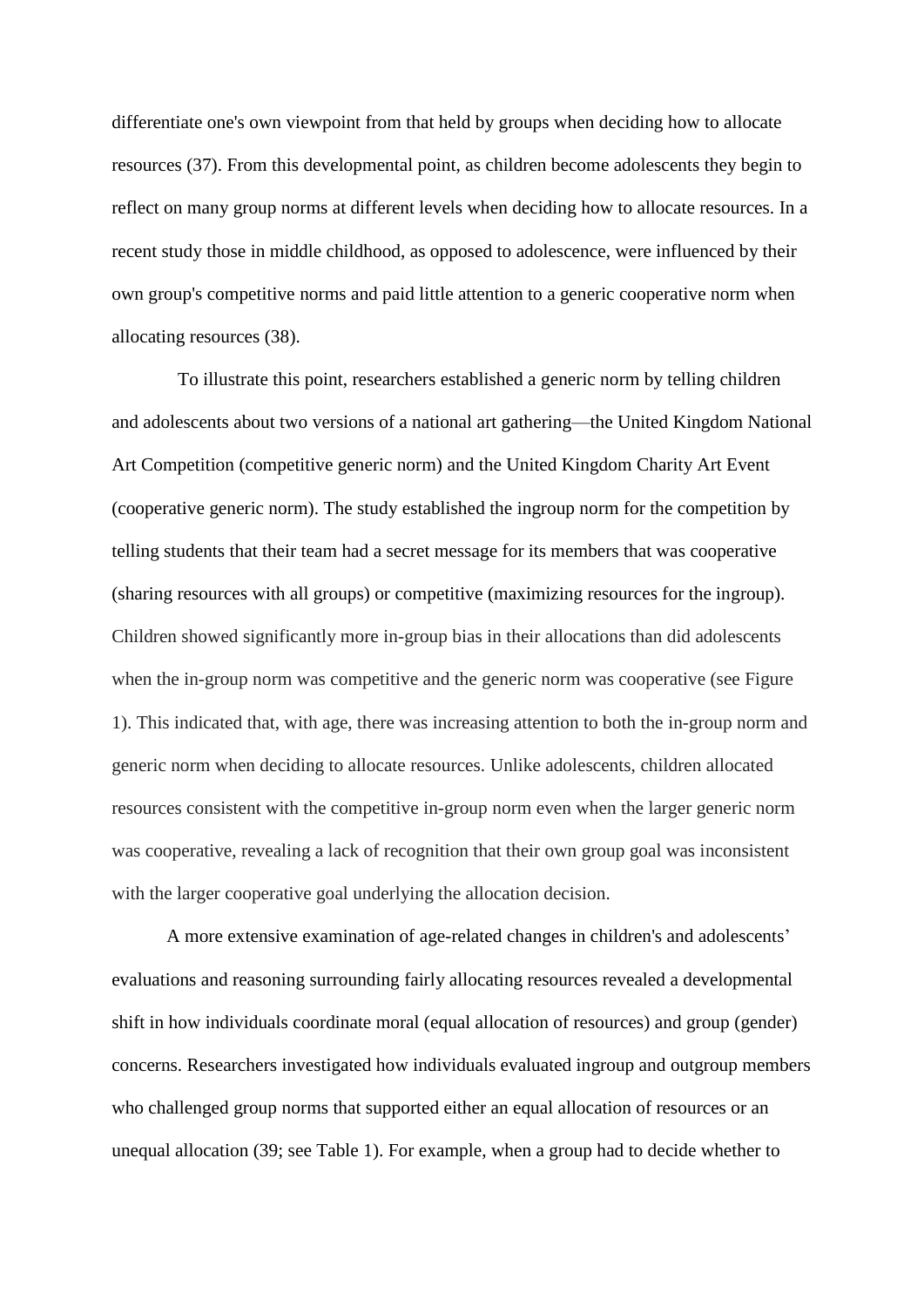differentiate one's own viewpoint from that held by groups when deciding how to allocate resources (37). From this developmental point, as children become adolescents they begin to reflect on many group norms at different levels when deciding how to allocate resources. In a recent study those in middle childhood, as opposed to adolescence, were influenced by their own group's competitive norms and paid little attention to a generic cooperative norm when allocating resources (38).

To illustrate this point, researchers established a generic norm by telling children and adolescents about two versions of a national art gathering—the United Kingdom National Art Competition (competitive generic norm) and the United Kingdom Charity Art Event (cooperative generic norm). The study established the ingroup norm for the competition by telling students that their team had a secret message for its members that was cooperative (sharing resources with all groups) or competitive (maximizing resources for the ingroup). Children showed significantly more in-group bias in their allocations than did adolescents when the in-group norm was competitive and the generic norm was cooperative (see Figure 1). This indicated that, with age, there was increasing attention to both the in-group norm and generic norm when deciding to allocate resources. Unlike adolescents, children allocated resources consistent with the competitive in-group norm even when the larger generic norm was cooperative, revealing a lack of recognition that their own group goal was inconsistent with the larger cooperative goal underlying the allocation decision.

A more extensive examination of age-related changes in children's and adolescents' evaluations and reasoning surrounding fairly allocating resources revealed a developmental shift in how individuals coordinate moral (equal allocation of resources) and group (gender) concerns. Researchers investigated how individuals evaluated ingroup and outgroup members who challenged group norms that supported either an equal allocation of resources or an unequal allocation (39; see Table 1). For example, when a group had to decide whether to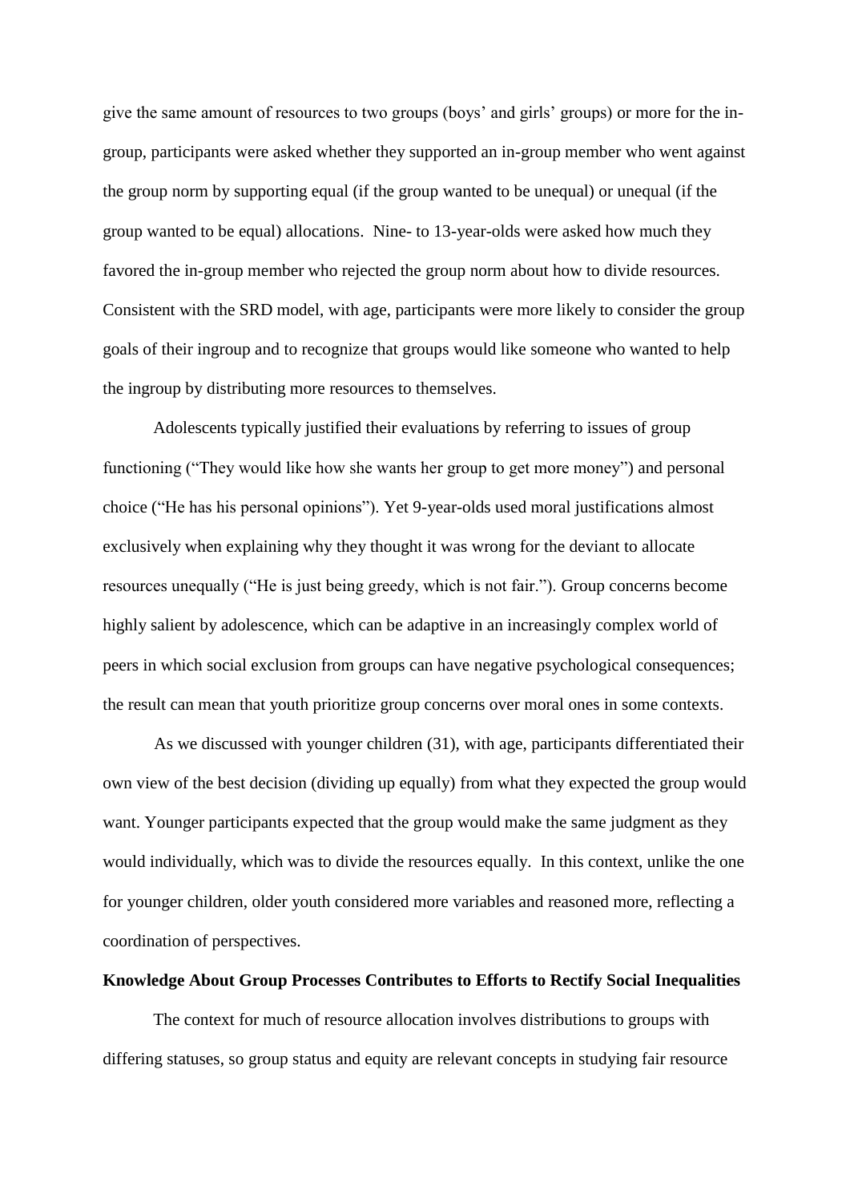give the same amount of resources to two groups (boys' and girls' groups) or more for the in-group, participants were asked whether they supported an in-group member who went against the group norm by supporting equal (if the group wanted to be unequal) or unequal (if the group wanted to be equal) allocations. Nine- to 13-year-olds were asked how much they favored the in-group member who rejected the group norm about how to divide resources. Consistent with the SRD model, with age, participants were more likely to consider the group goals of their ingroup and to recognize that groups would like someone who wanted to help the ingroup by distributing more resources to themselves.

Adolescents typically justified their evaluations by referring to issues of group functioning ("They would like how she wants her group to get more money") and personal choice ("He has his personal opinions"). Yet 9-year-olds used moral justifications almost exclusively when explaining why they thought it was wrong for the deviant to allocate resources unequally ("He is just being greedy, which is not fair."). Group concerns become highly salient by adolescence, which can be adaptive in an increasingly complex world of peers in which social exclusion from groups can have negative psychological consequences; the result can mean that youth prioritize group concerns over moral ones in some contexts.

As we discussed with younger children (31), with age, participants differentiated their own view of the best decision (dividing up equally) from what they expected the group would want. Younger participants expected that the group would make the same judgment as they would individually, which was to divide the resources equally. In this context, unlike the one for younger children, older youth considered more variables and reasoned more, reflecting a coordination of perspectives.

**Knowledge About Group Processes Contributes to Efforts to Rectify Social Inequalities**

The context for much of resource allocation involves distributions to groups with differing statuses, so group status and equity are relevant concepts in studying fair resource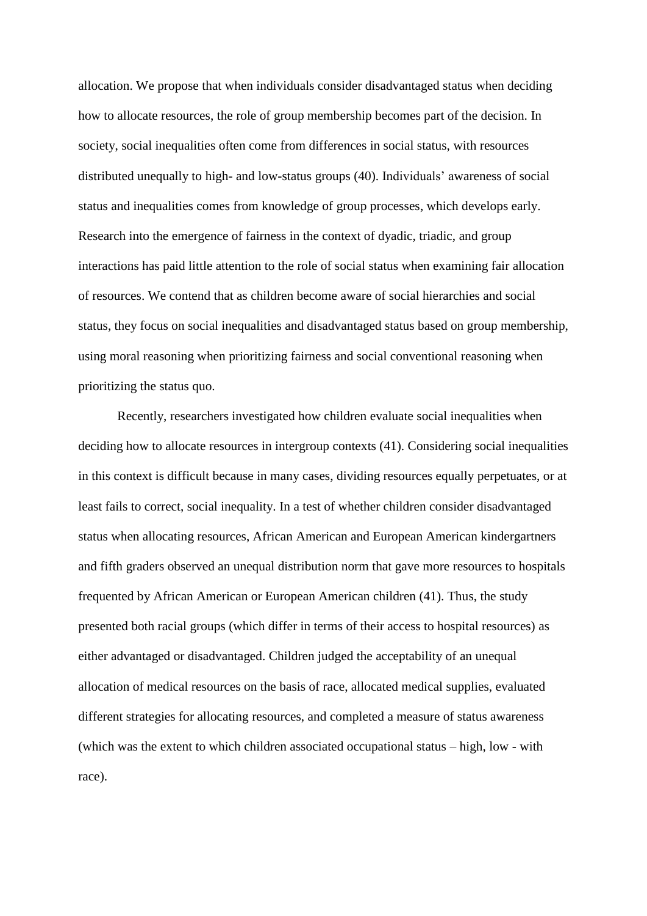allocation. We propose that when individuals consider disadvantaged status when deciding how to allocate resources, the role of group membership becomes part of the decision. In society, social inequalities often come from differences in social status, with resources distributed unequally to high- and low-status groups (40). Individuals' awareness of social status and inequalities comes from knowledge of group processes, which develops early. Research into the emergence of fairness in the context of dyadic, triadic, and group interactions has paid little attention to the role of social status when examining fair allocation of resources. We contend that as children become aware of social hierarchies and social status, they focus on social inequalities and disadvantaged status based on group membership, using moral reasoning when prioritizing fairness and social conventional reasoning when prioritizing the status quo.

Recently, researchers investigated how children evaluate social inequalities when deciding how to allocate resources in intergroup contexts (41). Considering social inequalities in this context is difficult because in many cases, dividing resources equally perpetuates, or at least fails to correct, social inequality. In a test of whether children consider disadvantaged status when allocating resources, African American and European American kindergartners and fifth graders observed an unequal distribution norm that gave more resources to hospitals frequented by African American or European American children (41). Thus, the study presented both racial groups (which differ in terms of their access to hospital resources) as either advantaged or disadvantaged. Children judged the acceptability of an unequal allocation of medical resources on the basis of race, allocated medical supplies, evaluated different strategies for allocating resources, and completed a measure of status awareness (which was the extent to which children associated occupational status – high, low - with race).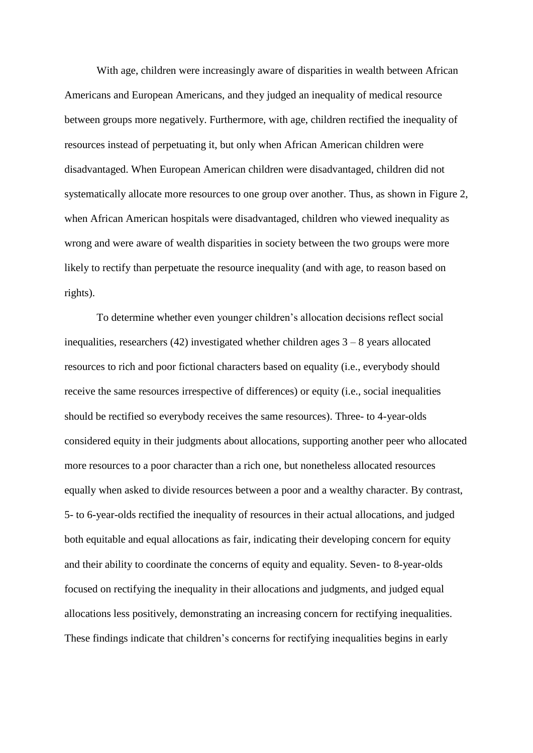With age, children were increasingly aware of disparities in wealth between African Americans and European Americans, and they judged an inequality of medical resource between groups more negatively. Furthermore, with age, children rectified the inequality of resources instead of perpetuating it, but only when African American children were disadvantaged. When European American children were disadvantaged, children did not systematically allocate more resources to one group over another. Thus, as shown in Figure 2, when African American hospitals were disadvantaged, children who viewed inequality as wrong and were aware of wealth disparities in society between the two groups were more likely to rectify than perpetuate the resource inequality (and with age, to reason based on rights).

To determine whether even younger children's allocation decisions reflect social inequalities, researchers (42) investigated whether children ages 3 – 8 years allocated resources to rich and poor fictional characters based on equality (i.e., everybody should receive the same resources irrespective of differences) or equity (i.e., social inequalities should be rectified so everybody receives the same resources). Three- to 4-year-olds considered equity in their judgments about allocations, supporting another peer who allocated more resources to a poor character than a rich one, but nonetheless allocated resources equally when asked to divide resources between a poor and a wealthy character. By contrast, 5- to 6-year-olds rectified the inequality of resources in their actual allocations, and judged both equitable and equal allocations as fair, indicating their developing concern for equity and their ability to coordinate the concerns of equity and equality. Seven- to 8-year-olds focused on rectifying the inequality in their allocations and judgments, and judged equal allocations less positively, demonstrating an increasing concern for rectifying inequalities. These findings indicate that children's concerns for rectifying inequalities begins in early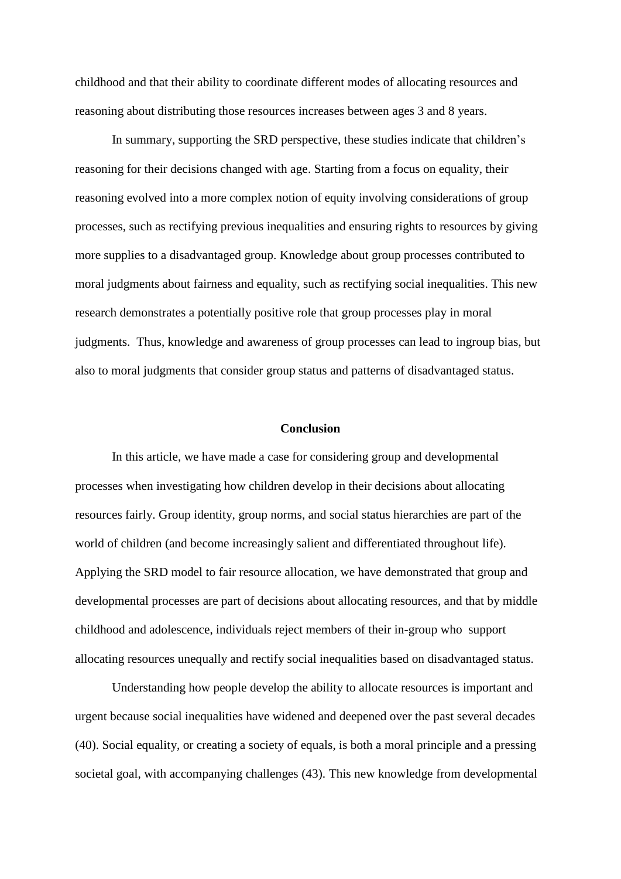childhood and that their ability to coordinate different modes of allocating resources and reasoning about distributing those resources increases between ages 3 and 8 years.

In summary, supporting the SRD perspective, these studies indicate that children's reasoning for their decisions changed with age. Starting from a focus on equality, their reasoning evolved into a more complex notion of equity involving considerations of group processes, such as rectifying previous inequalities and ensuring rights to resources by giving more supplies to a disadvantaged group. Knowledge about group processes contributed to moral judgments about fairness and equality, such as rectifying social inequalities. This new research demonstrates a potentially positive role that group processes play in moral judgments. Thus, knowledge and awareness of group processes can lead to ingroup bias, but also to moral judgments that consider group status and patterns of disadvantaged status.

## Conclusion

In this article, we have made a case for considering group and developmental processes when investigating how children develop in their decisions about allocating resources fairly. Group identity, group norms, and social status hierarchies are part of the world of children (and become increasingly salient and differentiated throughout life). Applying the SRD model to fair resource allocation, we have demonstrated that group and developmental processes are part of decisions about allocating resources, and that by middle childhood and adolescence, individuals reject members of their in-group who support allocating resources unequally and rectify social inequalities based on disadvantaged status.

Understanding how people develop the ability to allocate resources is important and urgent because social inequalities have widened and deepened over the past several decades (40). Social equality, or creating a society of equals, is both a moral principle and a pressing societal goal, with accompanying challenges (43). This new knowledge from developmental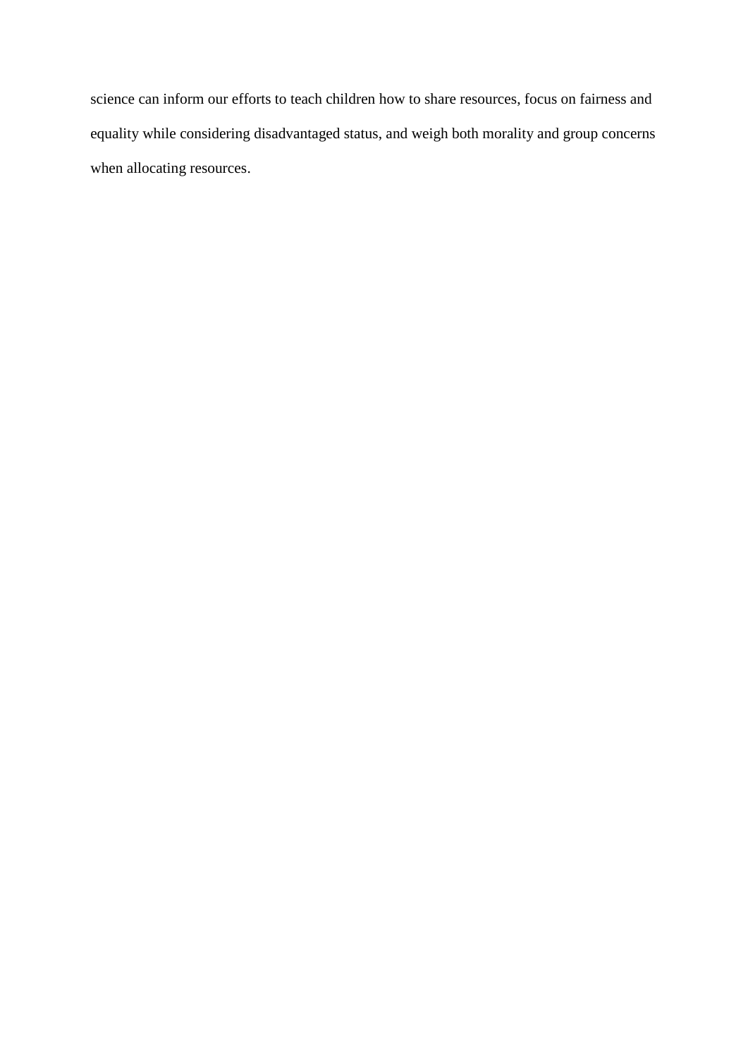science can inform our efforts to teach children how to share resources, focus on fairness and equality while considering disadvantaged status, and weigh both morality and group concerns when allocating resources.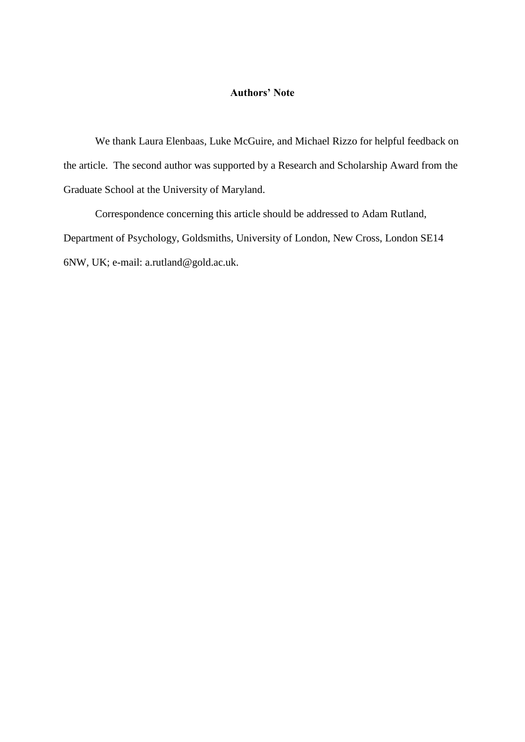**Authors' Note**

We thank Laura Elenbaas, Luke McGuire, and Michael Rizzo for helpful feedback on the article. The second author was supported by a Research and Scholarship Award from the Graduate School at the University of Maryland.

Correspondence concerning this article should be addressed to Adam Rutland, Department of Psychology, Goldsmiths, University of London, New Cross, London SE14 6NW, UK; e-mail: a.rutland@gold.ac.uk.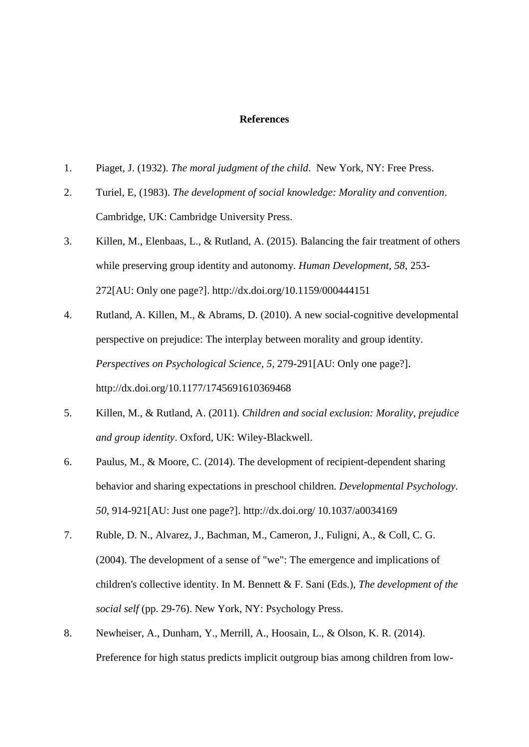# References

1. Piaget, J. (1932). *The moral judgment of the child*.  New York, NY: Free Press.
2. Turiel, E, (1983). *The development of social knowledge: Morality and convention*. Cambridge, UK: Cambridge University Press.
3. Killen, M., Elenbaas, L., & Rutland, A. (2015). Balancing the fair treatment of others while preserving group identity and autonomy. *Human Development, 58*, 253-272[AU: Only one page?]. http://dx.doi.org/10.1159/000444151
4. Rutland, A. Killen, M., & Abrams, D. (2010). A new social-cognitive developmental perspective on prejudice: The interplay between morality and group identity. *Perspectives on Psychological Science, 5*, 279-291[AU: Only one page?]. http://dx.doi.org/10.1177/1745691610369468
5. Killen, M., & Rutland, A. (2011). *Children and social exclusion: Morality, prejudice and group identity*. Oxford, UK: Wiley-Blackwell.
6. Paulus, M., & Moore, C. (2014). The development of recipient-dependent sharing behavior and sharing expectations in preschool children. *Developmental Psychology. 50*, 914-921[AU: Just one page?]. http://dx.doi.org/ 10.1037/a0034169
7. Ruble, D. N., Alvarez, J., Bachman, M., Cameron, J., Fuligni, A., & Coll, C. G. (2004). The development of a sense of "we": The emergence and implications of children's collective identity. In M. Bennett & F. Sani (Eds.), *The development of the social self* (pp. 29-76). New York, NY: Psychology Press.
8. Newheiser, A., Dunham, Y., Merrill, A., Hoosain, L., & Olson, K. R. (2014). Preference for high status predicts implicit outgroup bias among children from low-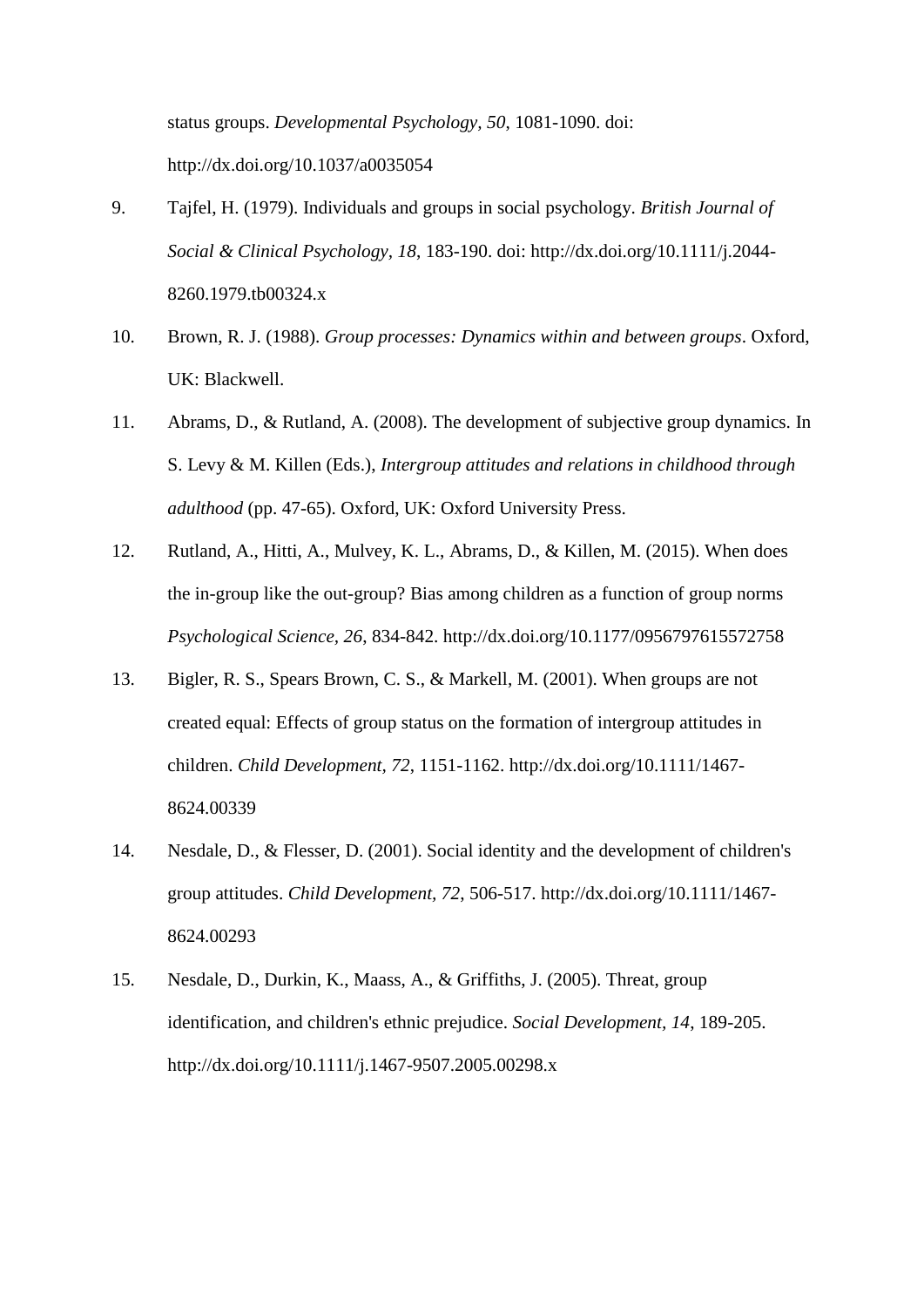status groups. *Developmental Psychology, 50*, 1081-1090. doi: http://dx.doi.org/10.1037/a0035054

9. Tajfel, H. (1979). Individuals and groups in social psychology. *British Journal of Social & Clinical Psychology, 18*, 183-190. doi: http://dx.doi.org/10.1111/j.2044-8260.1979.tb00324.x

10. Brown, R. J. (1988). *Group processes: Dynamics within and between groups*. Oxford, UK: Blackwell.

11. Abrams, D., & Rutland, A. (2008). The development of subjective group dynamics. In S. Levy & M. Killen (Eds.), *Intergroup attitudes and relations in childhood through adulthood* (pp. 47-65). Oxford, UK: Oxford University Press.

12. Rutland, A., Hitti, A., Mulvey, K. L., Abrams, D., & Killen, M. (2015). When does the in-group like the out-group? Bias among children as a function of group norms *Psychological Science, 26*, 834-842. http://dx.doi.org/10.1177/0956797615572758

13. Bigler, R. S., Spears Brown, C. S., & Markell, M. (2001). When groups are not created equal: Effects of group status on the formation of intergroup attitudes in children. *Child Development, 72*, 1151-1162. http://dx.doi.org/10.1111/1467-8624.00339

14. Nesdale, D., & Flesser, D. (2001). Social identity and the development of children's group attitudes. *Child Development, 72*, 506-517. http://dx.doi.org/10.1111/1467-8624.00293

15. Nesdale, D., Durkin, K., Maass, A., & Griffiths, J. (2005). Threat, group identification, and children's ethnic prejudice. *Social Development, 14*, 189-205. http://dx.doi.org/10.1111/j.1467-9507.2005.00298.x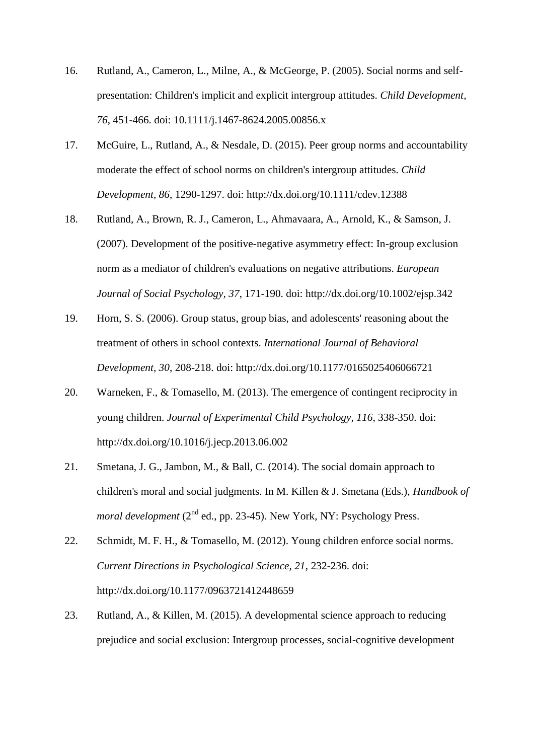16. Rutland, A., Cameron, L., Milne, A., & McGeorge, P. (2005). Social norms and self-presentation: Children's implicit and explicit intergroup attitudes. *Child Development, 76*, 451-466. doi: 10.1111/j.1467-8624.2005.00856.x

17. McGuire, L., Rutland, A., & Nesdale, D. (2015). Peer group norms and accountability moderate the effect of school norms on children's intergroup attitudes. *Child Development, 86*, 1290-1297. doi: http://dx.doi.org/10.1111/cdev.12388

18. Rutland, A., Brown, R. J., Cameron, L., Ahmavaara, A., Arnold, K., & Samson, J. (2007). Development of the positive-negative asymmetry effect: In-group exclusion norm as a mediator of children's evaluations on negative attributions. *European Journal of Social Psychology, 37*, 171-190. doi: http://dx.doi.org/10.1002/ejsp.342

19. Horn, S. S. (2006). Group status, group bias, and adolescents' reasoning about the treatment of others in school contexts. *International Journal of Behavioral Development, 30*, 208-218. doi: http://dx.doi.org/10.1177/0165025406066721

20. Warneken, F., & Tomasello, M. (2013). The emergence of contingent reciprocity in young children. *Journal of Experimental Child Psychology, 116*, 338-350. doi: http://dx.doi.org/10.1016/j.jecp.2013.06.002

21. Smetana, J. G., Jambon, M., & Ball, C. (2014). The social domain approach to children's moral and social judgments. In M. Killen & J. Smetana (Eds.), *Handbook of moral development* (2nd ed., pp. 23-45). New York, NY: Psychology Press.

22. Schmidt, M. F. H., & Tomasello, M. (2012). Young children enforce social norms. *Current Directions in Psychological Science, 21*, 232-236. doi: http://dx.doi.org/10.1177/0963721412448659

23. Rutland, A., & Killen, M. (2015). A developmental science approach to reducing prejudice and social exclusion: Intergroup processes, social-cognitive development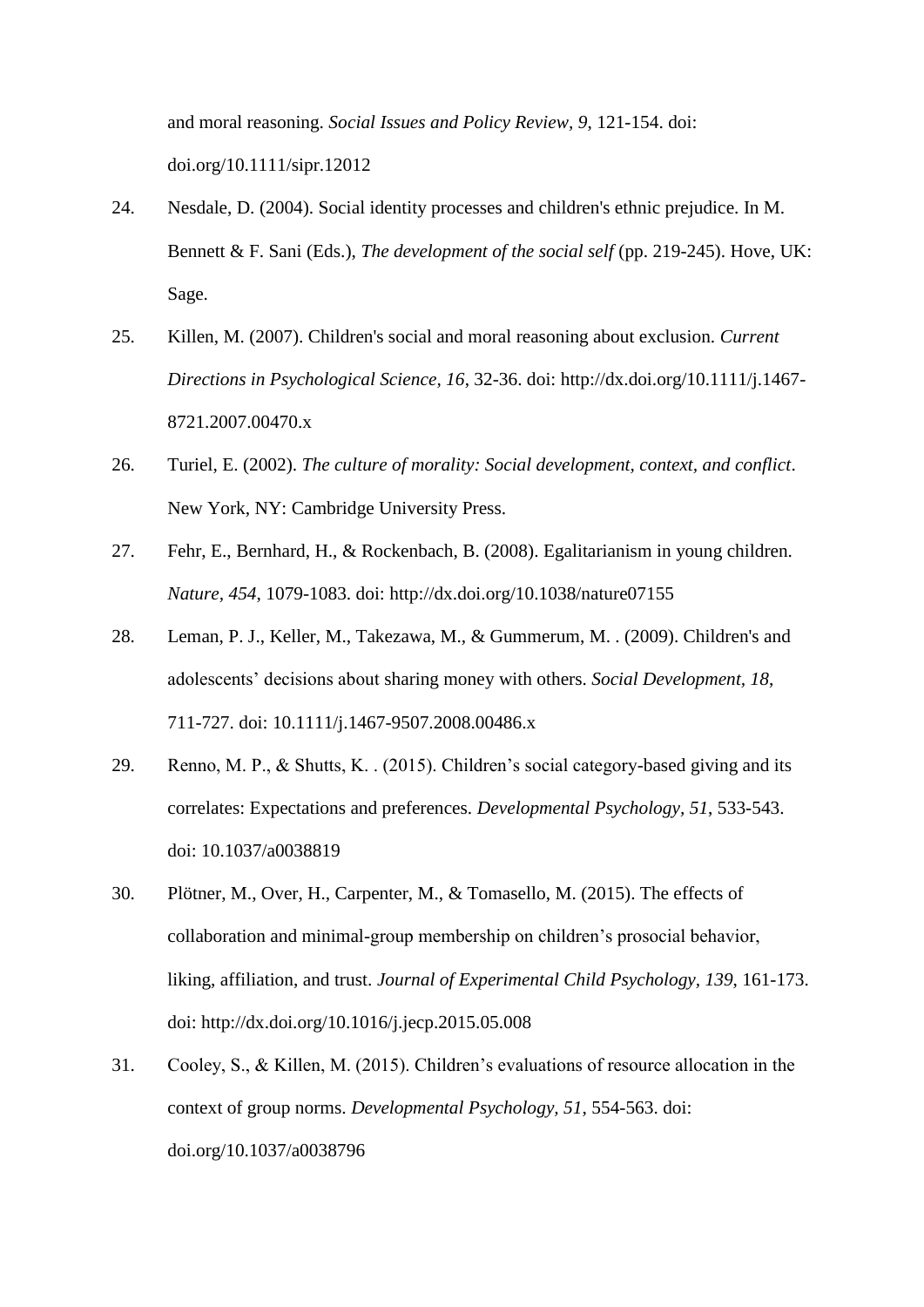and moral reasoning. *Social Issues and Policy Review, 9*, 121-154. doi: doi.org/10.1111/sipr.12012

24. Nesdale, D. (2004). Social identity processes and children's ethnic prejudice. In M. Bennett & F. Sani (Eds.), *The development of the social self* (pp. 219-245). Hove, UK: Sage.

25. Killen, M. (2007). Children's social and moral reasoning about exclusion. *Current Directions in Psychological Science, 16*, 32-36. doi: http://dx.doi.org/10.1111/j.1467-8721.2007.00470.x

26. Turiel, E. (2002). *The culture of morality: Social development, context, and conflict*. New York, NY: Cambridge University Press.

27. Fehr, E., Bernhard, H., & Rockenbach, B. (2008). Egalitarianism in young children. *Nature, 454*, 1079-1083. doi: http://dx.doi.org/10.1038/nature07155

28. Leman, P. J., Keller, M., Takezawa, M., & Gummerum, M. . (2009). Children's and adolescents' decisions about sharing money with others. *Social Development, 18*, 711-727. doi: 10.1111/j.1467-9507.2008.00486.x

29. Renno, M. P., & Shutts, K. . (2015). Children's social category-based giving and its correlates: Expectations and preferences. *Developmental Psychology, 51*, 533-543. doi: 10.1037/a0038819

30. Plötner, M., Over, H., Carpenter, M., & Tomasello, M. (2015). The effects of collaboration and minimal-group membership on children's prosocial behavior, liking, affiliation, and trust. *Journal of Experimental Child Psychology, 139*, 161-173. doi: http://dx.doi.org/10.1016/j.jecp.2015.05.008

31. Cooley, S., & Killen, M. (2015). Children's evaluations of resource allocation in the context of group norms. *Developmental Psychology, 51*, 554-563. doi: doi.org/10.1037/a0038796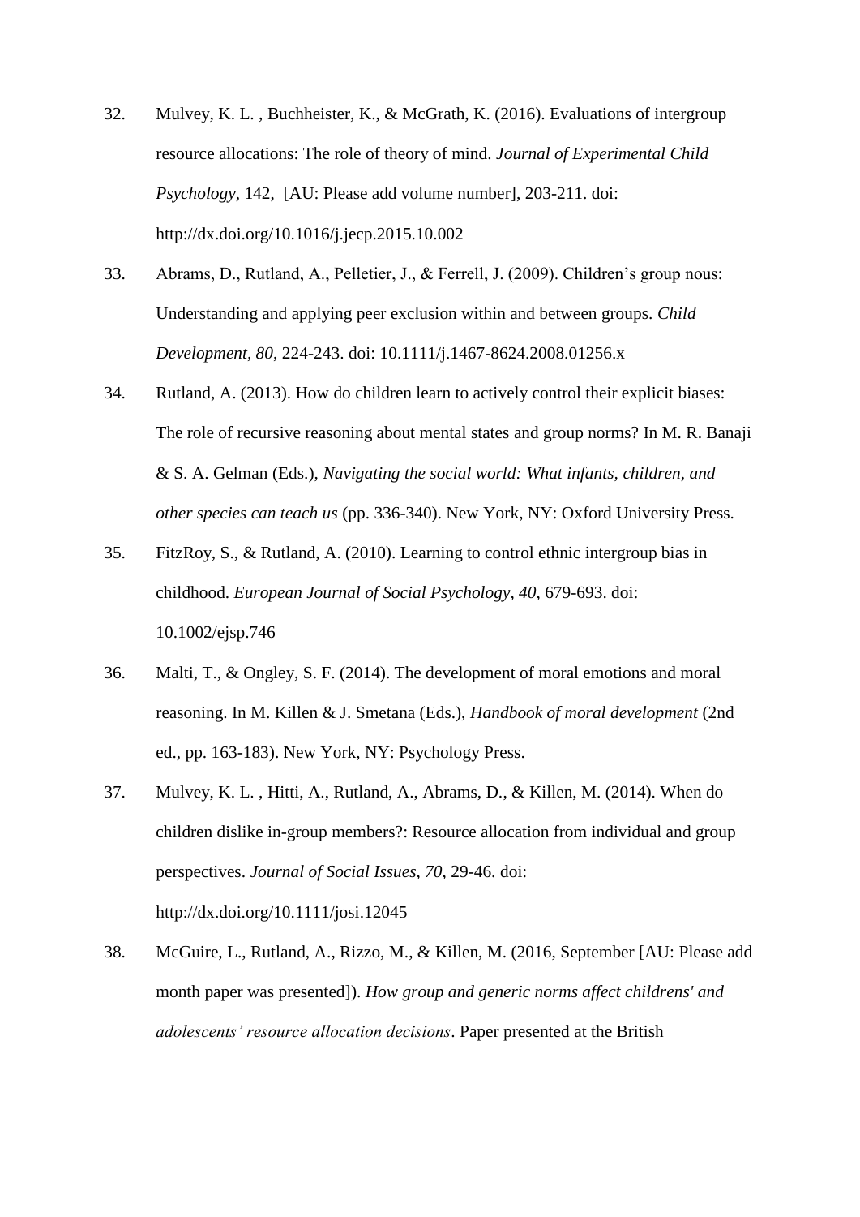32. Mulvey, K. L. , Buchheister, K., & McGrath, K. (2016). Evaluations of intergroup resource allocations: The role of theory of mind. *Journal of Experimental Child Psychology*, 142, [AU: Please add volume number], 203-211. doi: http://dx.doi.org/10.1016/j.jecp.2015.10.002

33. Abrams, D., Rutland, A., Pelletier, J., & Ferrell, J. (2009). Children's group nous: Understanding and applying peer exclusion within and between groups. *Child Development, 80*, 224-243. doi: 10.1111/j.1467-8624.2008.01256.x

34. Rutland, A. (2013). How do children learn to actively control their explicit biases: The role of recursive reasoning about mental states and group norms? In M. R. Banaji & S. A. Gelman (Eds.), *Navigating the social world: What infants, children, and other species can teach us* (pp. 336-340). New York, NY: Oxford University Press.

35. FitzRoy, S., & Rutland, A. (2010). Learning to control ethnic intergroup bias in childhood. *European Journal of Social Psychology*, *40*, 679-693. doi: 10.1002/ejsp.746

36. Malti, T., & Ongley, S. F. (2014). The development of moral emotions and moral reasoning. In M. Killen & J. Smetana (Eds.), *Handbook of moral development* (2nd ed., pp. 163-183). New York, NY: Psychology Press.

37. Mulvey, K. L. , Hitti, A., Rutland, A., Abrams, D., & Killen, M. (2014). When do children dislike in-group members?: Resource allocation from individual and group perspectives. *Journal of Social Issues*, *70*, 29-46. doi: http://dx.doi.org/10.1111/josi.12045

38. McGuire, L., Rutland, A., Rizzo, M., & Killen, M. (2016, September [AU: Please add month paper was presented]). *How group and generic norms affect childrens' and adolescents' resource allocation decisions*. Paper presented at the British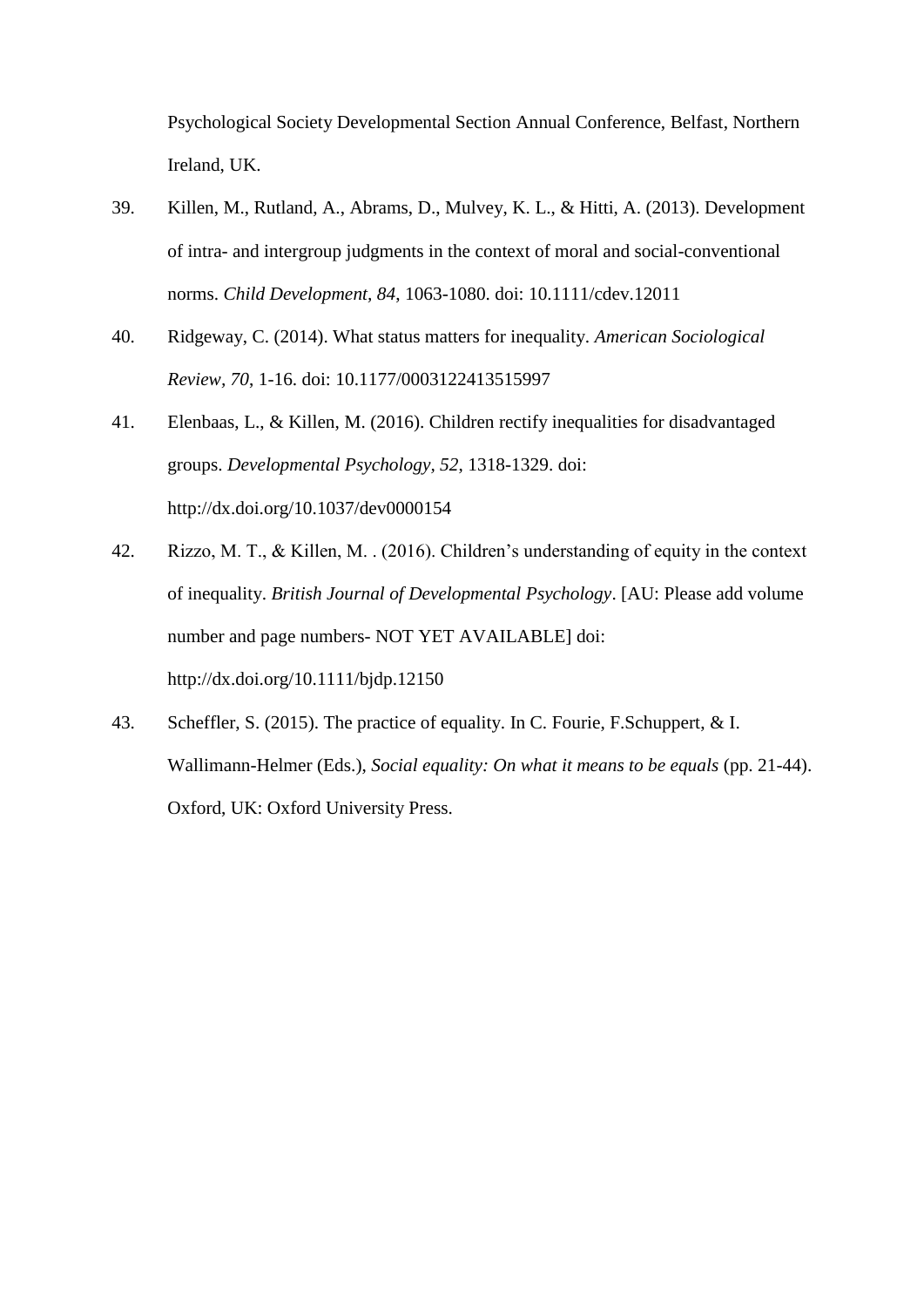Psychological Society Developmental Section Annual Conference, Belfast, Northern Ireland, UK.

39. Killen, M., Rutland, A., Abrams, D., Mulvey, K. L., & Hitti, A. (2013). Development of intra- and intergroup judgments in the context of moral and social-conventional norms. *Child Development, 84*, 1063-1080. doi: 10.1111/cdev.12011

40. Ridgeway, C. (2014). What status matters for inequality. *American Sociological Review, 70*, 1-16. doi: 10.1177/0003122413515997

41. Elenbaas, L., & Killen, M. (2016). Children rectify inequalities for disadvantaged groups. *Developmental Psychology, 52*, 1318-1329. doi: http://dx.doi.org/10.1037/dev0000154

42. Rizzo, M. T., & Killen, M. . (2016). Children's understanding of equity in the context of inequality. *British Journal of Developmental Psychology*. [AU: Please add volume number and page numbers- NOT YET AVAILABLE] doi: http://dx.doi.org/10.1111/bjdp.12150

43. Scheffler, S. (2015). The practice of equality. In C. Fourie, F.Schuppert, & I. Wallimann-Helmer (Eds.), *Social equality: On what it means to be equals* (pp. 21-44). Oxford, UK: Oxford University Press.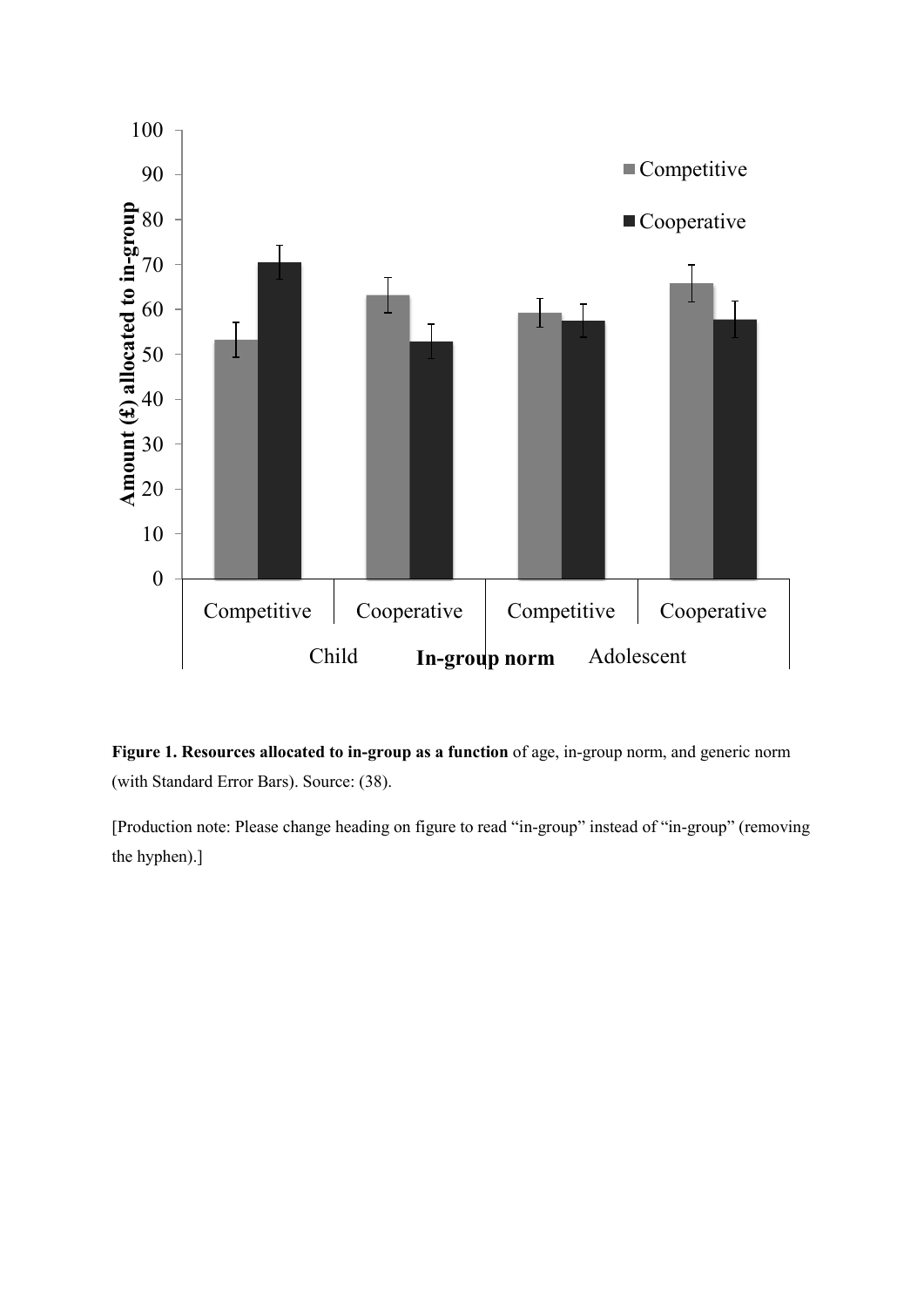**Figure 1. Resources allocated to in-group as a function** of age, in-group norm, and generic norm (with Standard Error Bars). Source: (38).

[Production note: Please change heading on figure to read "in-group" instead of "in-group" (removing the hyphen).]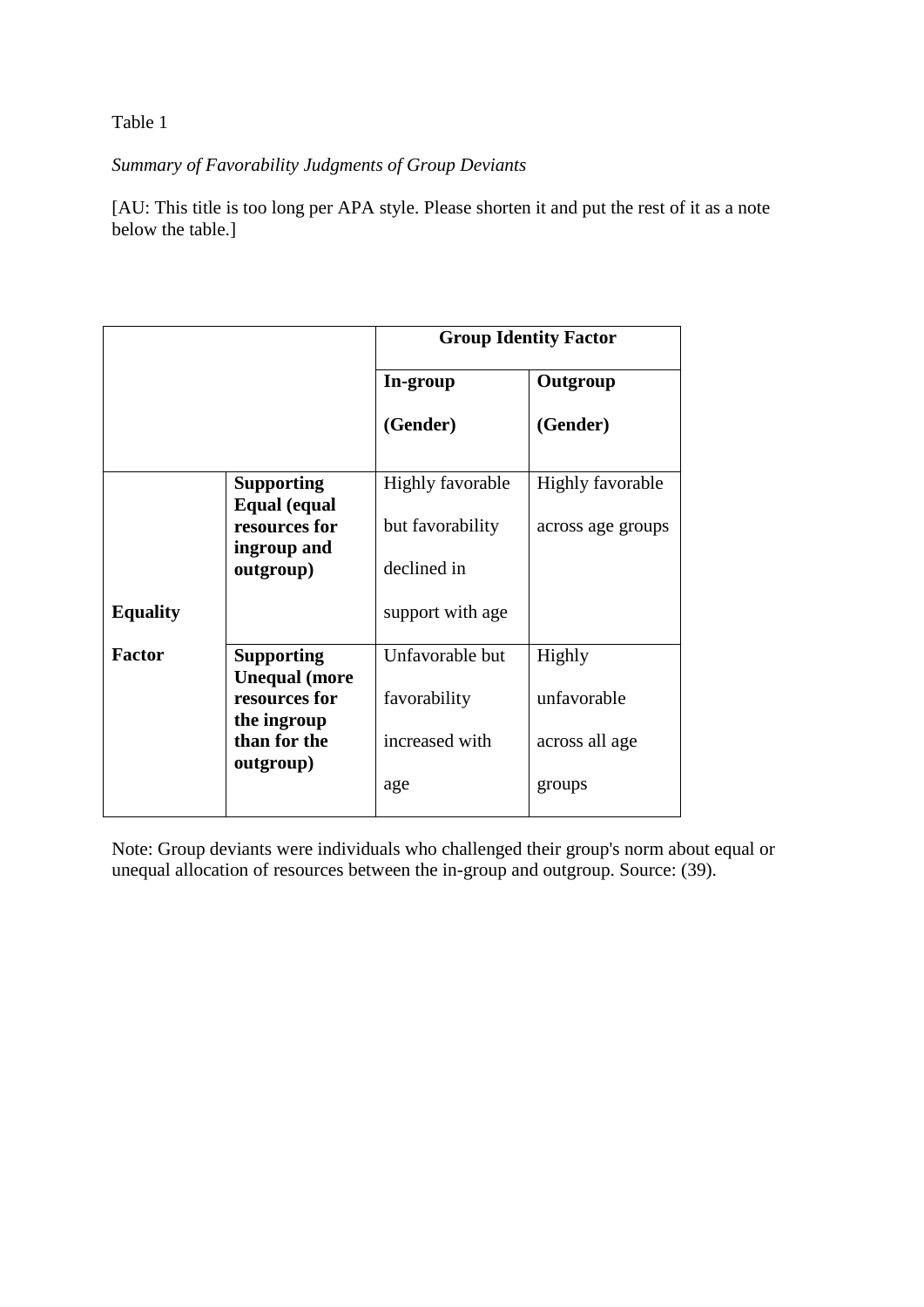Table 1

*Summary of Favorability Judgments of Group Deviants*

[AU: This title is too long per APA style. Please shorten it and put the rest of it as a note below the table.]

| | | **Group Identity Factor** | |
|---|---|---|---|
| | | **In-group (Gender)** | **Outgroup (Gender)** |
| **Equality Factor** | **Supporting Equal (equal resources for ingroup and outgroup)** | Highly favorable but favorability declined in support with age | Highly favorable across age groups |
| | **Supporting Unequal (more resources for the ingroup than for the outgroup)** | Unfavorable but favorability increased with age | Highly unfavorable across all age groups |

Note: Group deviants were individuals who challenged their group's norm about equal or unequal allocation of resources between the in-group and outgroup. Source: (39).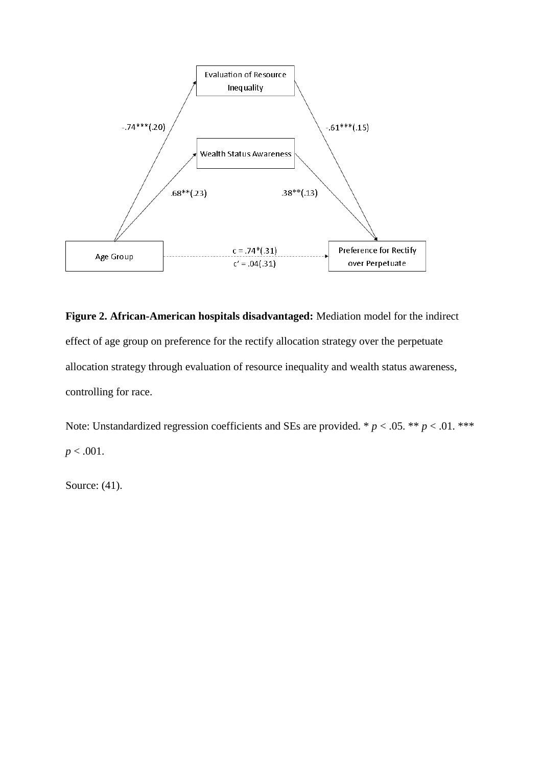Evaluation of Resource Inequality

Wealth Status Awareness

Age Group

Preference for Rectify over Perpetuate

-.74***(.20)

-.61***(.15)

.68**(.23)

.38**(.13)

c = .74*(.31)

c' = .04(.31)

**Figure 2. African-American hospitals disadvantaged:** Mediation model for the indirect effect of age group on preference for the rectify allocation strategy over the perpetuate allocation strategy through evaluation of resource inequality and wealth status awareness, controlling for race.

Note: Unstandardized regression coefficients and SEs are provided. * $p < .05$. ** $p < .01$. *** $p < .001$.

Source: (41).